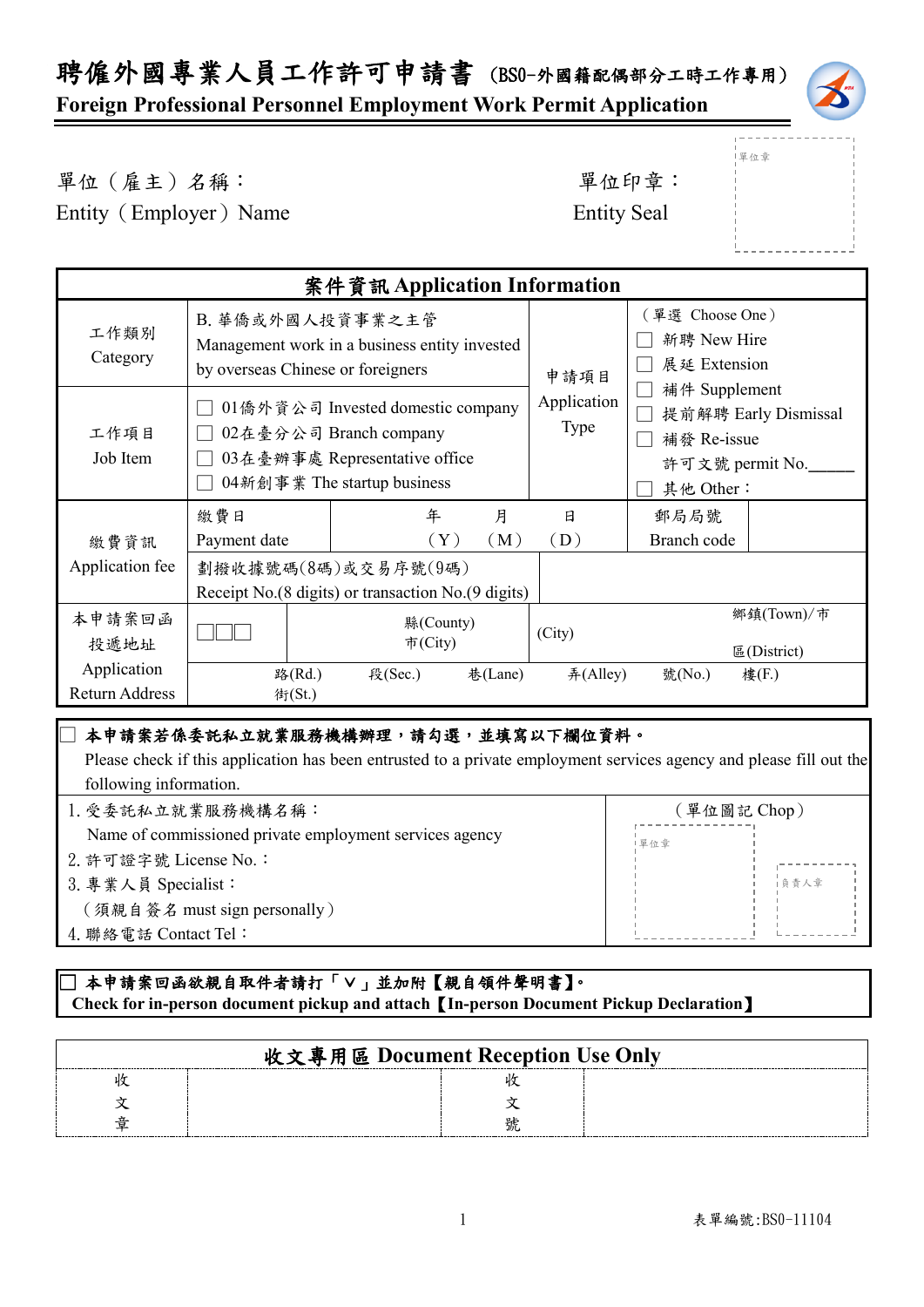# 聘僱外國專業人員工作許可申請書 （BSO-外國籍配偶部分工時工作專用）

**Foreign Professional Personnel Employment Work Permit Application**

單位（雇主）名稱：
Entity（Employer）Name

單位印章：
Entity Seal

單位章

| 案件資訊 Application Information | | | |
|---|---|---|---|
| 工作類別 Category | B. 華僑或外國人投資事業之主管 Management work in a business entity invested by overseas Chinese or foreigners | 申請項目 Application Type | （單選 Choose One） ☐ 新聘 New Hire ☐ 展延 Extension ☐ 補件 Supplement ☐ 提前解聘 Early Dismissal ☐ 補發 Re-issue 許可文號 permit No.______ ☐ 其他 Other： |
| 工作項目 Job Item | ☐ 01僑外資公司 Invested domestic company ☐ 02在臺分公司 Branch company ☐ 03在臺辦事處 Representative office ☐ 04新創事業 The startup business | | |
| 繳費資訊 Application fee | 繳費日 Payment date　　年（Y）　月（M）　日（D） | 郵局局號 Branch code | |
| | 劃撥收據號碼(8碼)或交易序號(9碼) Receipt No.(8 digits) or transaction No.(9 digits) | | |
| 本申請案回函投遞地址 Application Return Address | ☐☐☐　縣(County) 市(City)　(City)　鄉鎮(Town)/市 區(District) | | |
| | 路(Rd.) 街(St.)　段(Sec.)　巷(Lane)　弄(Alley)　號(No.)　樓(F.) | | |

☐ **本申請案若係委託私立就業服務機構辦理，請勾選，並填寫以下欄位資料。**
Please check if this application has been entrusted to a private employment services agency and please fill out the following information.

| | （單位圖記 Chop） |
|---|---|
| 1. 受委託私立就業服務機構名稱：Name of commissioned private employment services agency<br>2. 許可證字號 License No.：<br>3. 專業人員 Specialist：（須親自簽名 must sign personally）<br>4. 聯絡電話 Contact Tel： | 單位章　負責人章 |

☐ **本申請案回函欲親自取件者請打「V」並加附【親自領件聲明書】。**
**Check for in-person document pickup and attach【In-person Document Pickup Declaration】**

| 收文專用區 Document Reception Use Only | | | |
|---|---|---|---|
| 收文章 | | 收文號 | |

表單編號:BSO-11104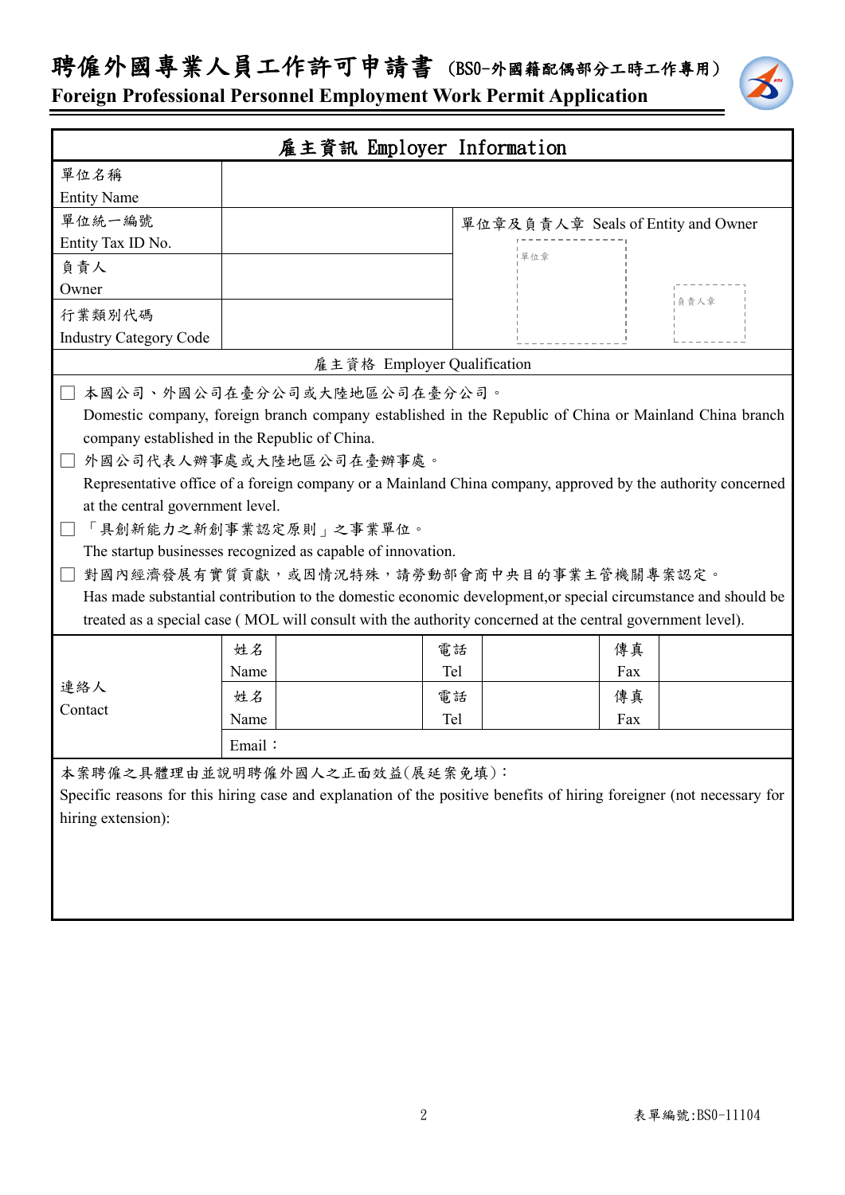# 聘僱外國專業人員工作許可申請書（BS0-外國籍配偶部分工時工作專用）

**Foreign Professional Personnel Employment Work Permit Application**

| 雇主資訊 Employer Information | | | |
|---|---|---|---|
| 單位名稱 Entity Name | | | |
| 單位統一編號 Entity Tax ID No. | | 單位章及負責人章 Seals of Entity and Owner<br>單位章　負責人章 | |
| 負責人 Owner | | | |
| 行業類別代碼 Industry Category Code | | | |

**雇主資格 Employer Qualification**

- ☐ 本國公司、外國公司在臺分公司或大陸地區公司在臺分公司。
  Domestic company, foreign branch company established in the Republic of China or Mainland China branch company established in the Republic of China.
- ☐ 外國公司代表人辦事處或大陸地區公司在臺辦事處。
  Representative office of a foreign company or a Mainland China company, approved by the authority concerned at the central government level.
- ☐ 「具創新能力之新創事業認定原則」之事業單位。
  The startup businesses recognized as capable of innovation.
- ☐ 對國內經濟發展有實質貢獻，或因情況特殊，請勞動部會商中央目的事業主管機關專案認定。
  Has made substantial contribution to the domestic economic development,or special circumstance and should be treated as a special case ( MOL will consult with the authority concerned at the central government level).

| 連絡人 Contact | 姓名 Name | | 電話 Tel | | 傳真 Fax | |
|---|---|---|---|---|---|---|
| | 姓名 Name | | 電話 Tel | | 傳真 Fax | |
| | Email： | | | | | |

本案聘僱之具體理由並說明聘僱外國人之正面效益(展延案免填)：

Specific reasons for this hiring case and explanation of the positive benefits of hiring foreigner (not necessary for hiring extension):

表單編號:BS0-11104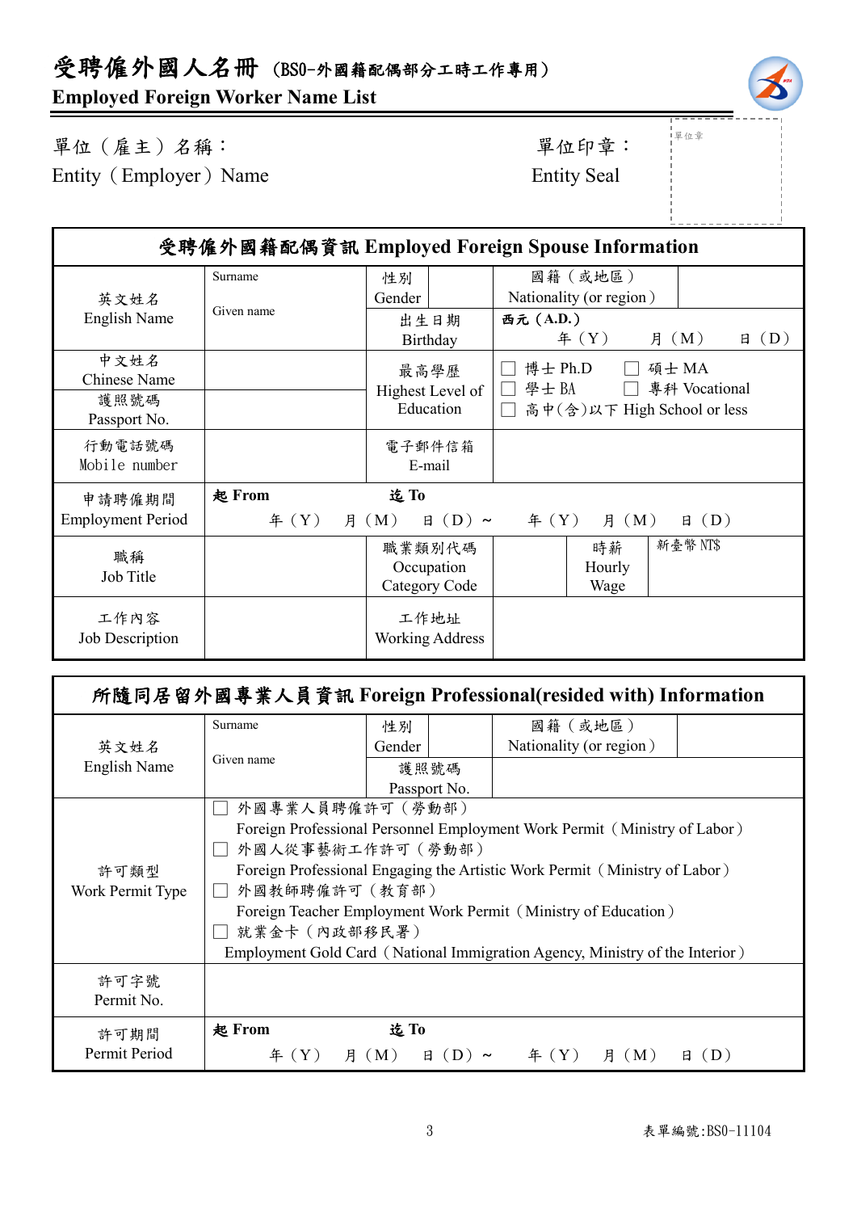# 受聘僱外國人名冊（BSO-外國籍配偶部分工時工作專用）

**Employed Foreign Worker Name List**

單位（雇主）名稱：
Entity（Employer）Name

單位印章：
Entity Seal

單位章

| 受聘僱外國籍配偶資訊 Employed Foreign Spouse Information | | | | | |
|---|---|---|---|---|---|
| 英文姓名 English Name | Surname<br>Given name | 性別 Gender | | 國籍（或地區）Nationality (or region) | |
| | | 出生日期 Birthday | 西元（A.D.）年（Y） 月（M） 日（D） | | |
| 中文姓名 Chinese Name | | 最高學歷 Highest Level of Education | ☐ 博士 Ph.D ☐ 碩士 MA<br>☐ 學士 BA ☐ 專科 Vocational<br>☐ 高中(含)以下 High School or less | | |
| 護照號碼 Passport No. | | | | | |
| 行動電話號碼 Mobile number | | 電子郵件信箱 E-mail | | | |
| 申請聘僱期間 Employment Period | 起 From 年（Y） 月（M） 日（D）～ 迄 To 年（Y） 月（M） 日（D） | | | | |
| 職稱 Job Title | | 職業類別代碼 Occupation Category Code | | 時薪 Hourly Wage | 新臺幣 NT$ |
| 工作內容 Job Description | | 工作地址 Working Address | | | |

| 所隨同居留外國專業人員資訊 Foreign Professional(resided with) Information | | | | | |
|---|---|---|---|---|---|
| 英文姓名 English Name | Surname<br>Given name | 性別 Gender | | 國籍（或地區）Nationality (or region) | |
| | | 護照號碼 Passport No. | | | |
| 許可類型 Work Permit Type | ☐ 外國專業人員聘僱許可（勞動部）Foreign Professional Personnel Employment Work Permit（Ministry of Labor）<br>☐ 外國人從事藝術工作許可（勞動部）Foreign Professional Engaging the Artistic Work Permit（Ministry of Labor）<br>☐ 外國教師聘僱許可（教育部）Foreign Teacher Employment Work Permit（Ministry of Education）<br>☐ 就業金卡（內政部移民署）Employment Gold Card（National Immigration Agency, Ministry of the Interior） | | | | |
| 許可字號 Permit No. | | | | | |
| 許可期間 Permit Period | 起 From 年（Y） 月（M） 日（D）～ 迄 To 年（Y） 月（M） 日（D） | | | | |

表單編號:BSO-11104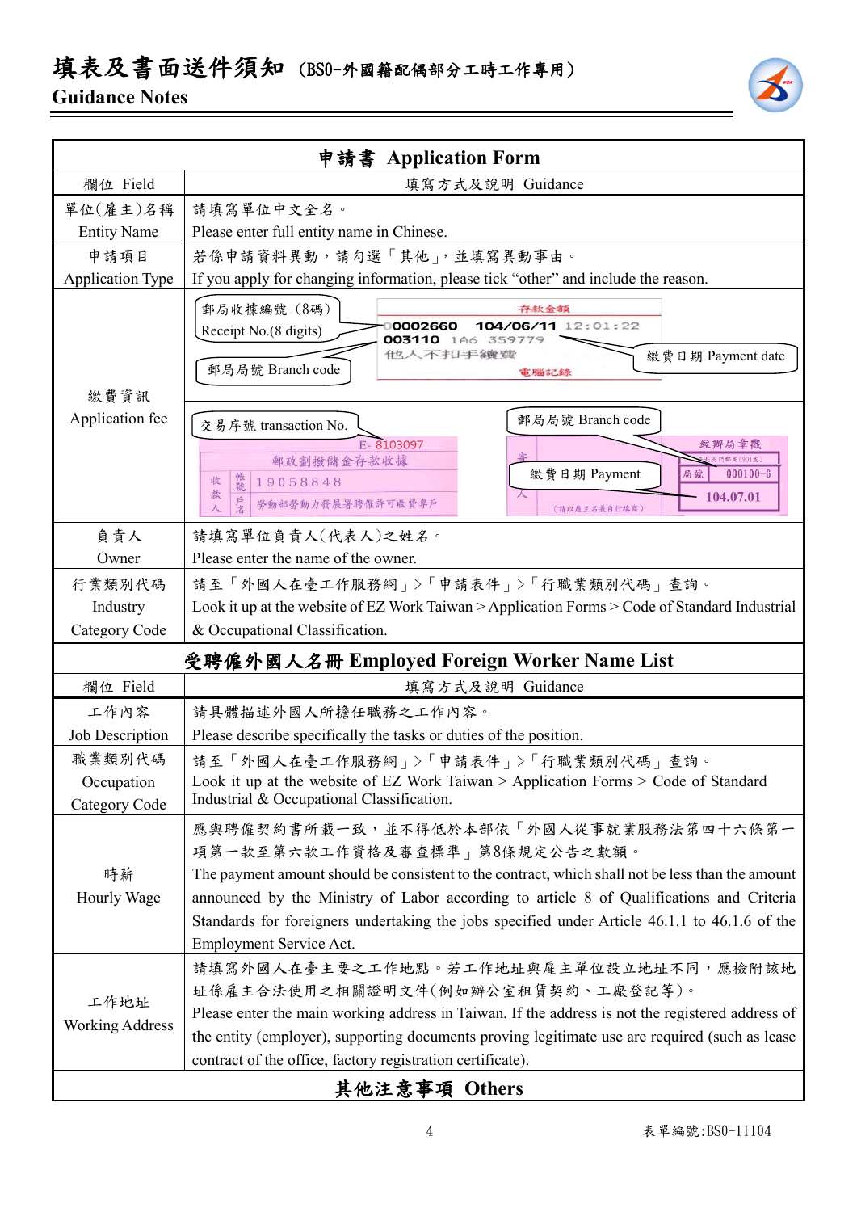# 填表及書面送件須知（BSO-外國籍配偶部分工時工作專用）

## Guidance Notes

| 申請書 Application Form | |
|---|---|
| 欄位 Field | 填寫方式及說明 Guidance |
| 單位(雇主)名稱 Entity Name | 請填寫單位中文全名。<br>Please enter full entity name in Chinese. |
| 申請項目 Application Type | 若係申請資料異動，請勾選「其他」，並填寫異動事由。<br>If you apply for changing information, please tick “other” and include the reason. |
| 繳費資訊 Application fee | 郵局收據編號（8碼）Receipt No.(8 digits)<br>郵局局號 Branch code<br>繳費日期 Payment date<br>存款金額<br>0002660 104/06/11 12:01:22<br>003110 1A6 359779<br>他人不扣手續費<br>電腦記錄<br><br>交易序號 transaction No.<br>郵局局號 Branch code<br>繳費日期 Payment<br>E- 8103097<br>郵政劃撥儲金存款收據<br>收款人 帳號 19058848<br>戶名 勞動部勞動力發展署聘僱許可收費專戶<br>經辦局章戳<br>局號 000100-6<br>104.07.01 |
| 負責人 Owner | 請填寫單位負責人(代表人)之姓名。<br>Please enter the name of the owner. |
| 行業類別代碼 Industry Category Code | 請至「外國人在臺工作服務網」>「申請表件」>「行職業類別代碼」查詢。<br>Look it up at the website of EZ Work Taiwan > Application Forms > Code of Standard Industrial & Occupational Classification. |

| 受聘僱外國人名冊 Employed Foreign Worker Name List | |
|---|---|
| 欄位 Field | 填寫方式及說明 Guidance |
| 工作內容 Job Description | 請具體描述外國人所擔任職務之工作內容。<br>Please describe specifically the tasks or duties of the position. |
| 職業類別代碼 Occupation Category Code | 請至「外國人在臺工作服務網」>「申請表件」>「行職業類別代碼」查詢。<br>Look it up at the website of EZ Work Taiwan > Application Forms > Code of Standard Industrial & Occupational Classification. |
| 時薪 Hourly Wage | 應與聘僱契約書所載一致，並不得低於本部依「外國人從事就業服務法第四十六條第一項第一款至第六款工作資格及審查標準」第8條規定公告之數額。<br>The payment amount should be consistent to the contract, which shall not be less than the amount announced by the Ministry of Labor according to article 8 of Qualifications and Criteria Standards for foreigners undertaking the jobs specified under Article 46.1.1 to 46.1.6 of the Employment Service Act. |
| 工作地址 Working Address | 請填寫外國人在臺主要之工作地點。若工作地址與雇主單位設立地址不同，應檢附該地址係雇主合法使用之相關證明文件(例如辦公室租賃契約、工廠登記等)。<br>Please enter the main working address in Taiwan. If the address is not the registered address of the entity (employer), supporting documents proving legitimate use are required (such as lease contract of the office, factory registration certificate). |

## 其他注意事項 Others

表單編號:BSO-11104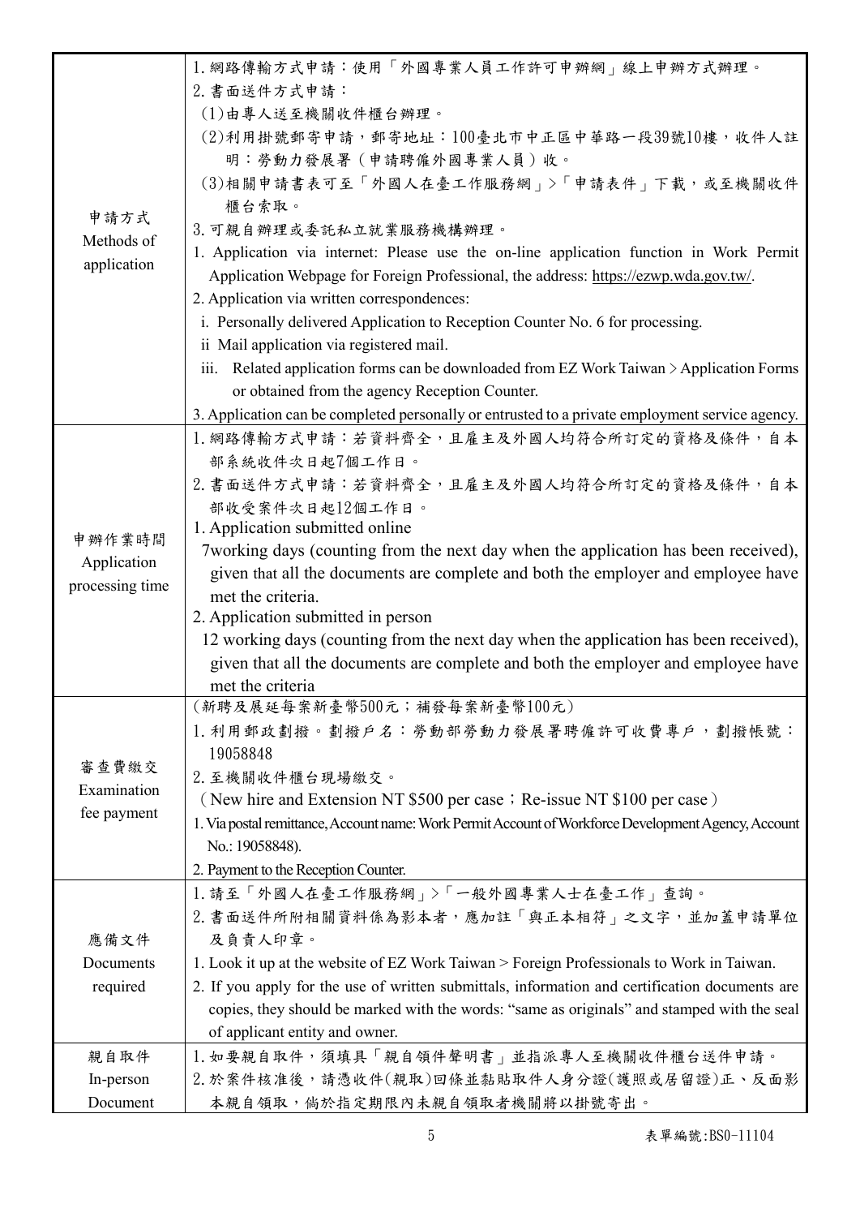| | |
|---|---|
| 申請方式<br>Methods of application | 1.網路傳輸方式申請：使用「外國專業人員工作許可申辦網」線上申辦方式辦理。<br>2.書面送件方式申請：<br>(1)由專人送至機關收件櫃台辦理。<br>(2)利用掛號郵寄申請，郵寄地址：100臺北市中正區中華路一段39號10樓，收件人註明：勞動力發展署（申請聘僱外國專業人員）收。<br>(3)相關申請書表可至「外國人在臺工作服務網」>「申請表件」下載，或至機關收件櫃台索取。<br>3.可親自辦理或委託私立就業服務機構辦理。<br>1. Application via internet: Please use the on-line application function in Work Permit Application Webpage for Foreign Professional, the address: https://ezwp.wda.gov.tw/.<br>2. Application via written correspondences:<br>i. Personally delivered Application to Reception Counter No. 6 for processing.<br>ii Mail application via registered mail.<br>iii. Related application forms can be downloaded from EZ Work Taiwan > Application Forms or obtained from the agency Reception Counter.<br>3. Application can be completed personally or entrusted to a private employment service agency. |
| 申辦作業時間<br>Application processing time | 1.網路傳輸方式申請：若資料齊全，且雇主及外國人均符合所訂定的資格及條件，自本部系統收件次日起7個工作日。<br>2.書面送件方式申請：若資料齊全，且雇主及外國人均符合所訂定的資格及條件，自本部收受案件次日起12個工作日。<br>1. Application submitted online<br>7working days (counting from the next day when the application has been received), given that all the documents are complete and both the employer and employee have met the criteria.<br>2. Application submitted in person<br>12 working days (counting from the next day when the application has been received), given that all the documents are complete and both the employer and employee have met the criteria |
| 審查費繳交<br>Examination fee payment | (新聘及展延每案新臺幣500元；補發每案新臺幣100元)<br>1.利用郵政劃撥。劃撥戶名：勞動部勞動力發展署聘僱許可收費專戶，劃撥帳號：19058848<br>2.至機關收件櫃台現場繳交。<br>（New hire and Extension NT $500 per case；Re-issue NT $100 per case）<br>1. Via postal remittance, Account name: Work Permit Account of Workforce Development Agency, Account No.: 19058848).<br>2. Payment to the Reception Counter. |
| 應備文件<br>Documents required | 1.請至「外國人在臺工作服務網」>「一般外國專業人士在臺工作」查詢。<br>2.書面送件所附相關資料係為影本者，應加註「與正本相符」之文字，並加蓋申請單位及負責人印章。<br>1. Look it up at the website of EZ Work Taiwan > Foreign Professionals to Work in Taiwan.<br>2. If you apply for the use of written submittals, information and certification documents are copies, they should be marked with the words: "same as originals" and stamped with the seal of applicant entity and owner. |
| 親自取件<br>In-person Document | 1.如要親自取件，須填具「親自領件聲明書」並指派專人至機關收件櫃台送件申請。<br>2.於案件核准後，請憑收件(親取)回條並黏貼取件人身分證(護照或居留證)正、反面影本親自領取，倘於指定期限內未親自領取者機關將以掛號寄出。 |

表單編號:BSO-11104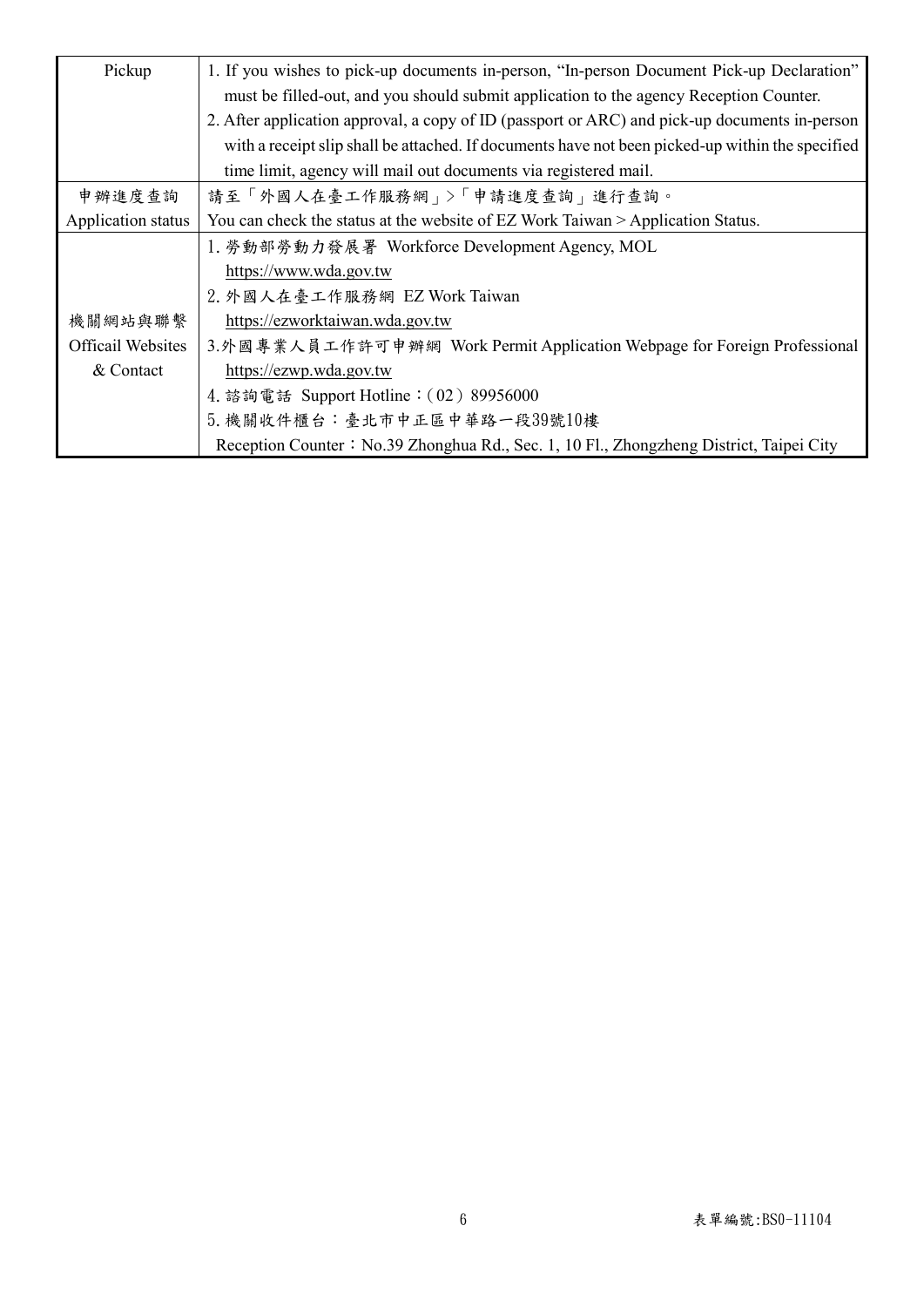| | |
|---|---|
| Pickup | 1. If you wishes to pick-up documents in-person, "In-person Document Pick-up Declaration" must be filled-out, and you should submit application to the agency Reception Counter.<br>2. After application approval, a copy of ID (passport or ARC) and pick-up documents in-person with a receipt slip shall be attached. If documents have not been picked-up within the specified time limit, agency will mail out documents via registered mail. |
| 申辦進度查詢<br>Application status | 請至「外國人在臺工作服務網」>「申請進度查詢」進行查詢。<br>You can check the status at the website of EZ Work Taiwan > Application Status. |
| 機關網站與聯繫<br>Officail Websites & Contact | 1. 勞動部勞動力發展署 Workforce Development Agency, MOL<br>https://www.wda.gov.tw<br>2. 外國人在臺工作服務網 EZ Work Taiwan<br>https://ezworktaiwan.wda.gov.tw<br>3.外國專業人員工作許可申辦網 Work Permit Application Webpage for Foreign Professional<br>https://ezwp.wda.gov.tw<br>4. 諮詢電話 Support Hotline：(02) 89956000<br>5. 機關收件櫃台：臺北市中正區中華路一段39號10樓<br>Reception Counter：No.39 Zhonghua Rd., Sec. 1, 10 Fl., Zhongzheng District, Taipei City |

表單編號:BSO-11104